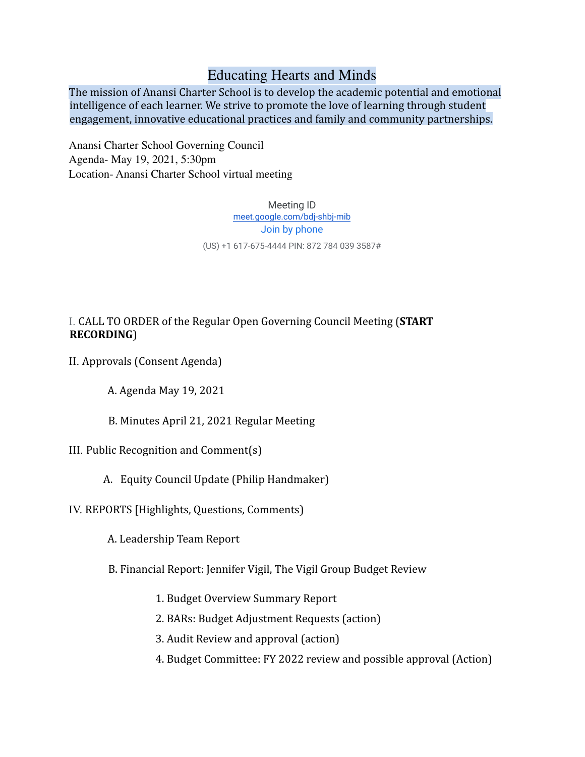# Educating Hearts and Minds

The mission of Anansi Charter School is to develop the academic potential and emotional intelligence of each learner. We strive to promote the love of learning through student engagement, innovative educational practices and family and community partnerships.

Anansi Charter School Governing Council
Agenda- May 19, 2021, 5:30pm
Location- Anansi Charter School virtual meeting

Meeting ID
meet.google.com/bdj-shbj-mib
Join by phone
(US) +1 617-675-4444 PIN: 872 784 039 3587#

I. CALL TO ORDER of the Regular Open Governing Council Meeting (**START RECORDING**)

II. Approvals (Consent Agenda)

- A. Agenda May 19, 2021
- B. Minutes April 21, 2021 Regular Meeting

III. Public Recognition and Comment(s)

- A. Equity Council Update (Philip Handmaker)

IV. REPORTS [Highlights, Questions, Comments)

- A. Leadership Team Report
- B. Financial Report: Jennifer Vigil, The Vigil Group Budget Review
  1. Budget Overview Summary Report
  2. BARs: Budget Adjustment Requests (action)
  3. Audit Review and approval (action)
  4. Budget Committee: FY 2022 review and possible approval (Action)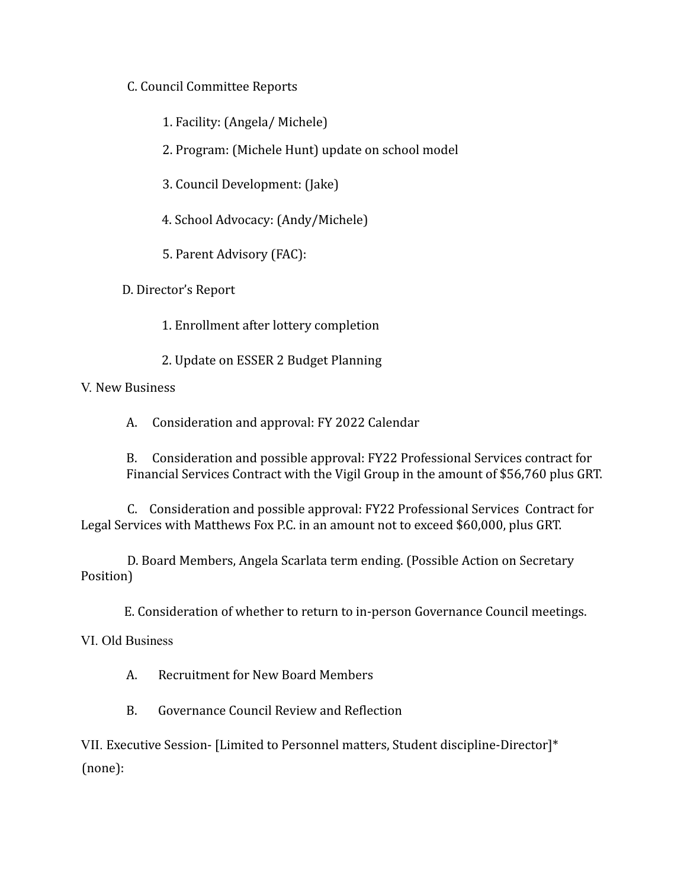C. Council Committee Reports

1. Facility: (Angela/ Michele)
2. Program: (Michele Hunt) update on school model
3. Council Development: (Jake)
4. School Advocacy: (Andy/Michele)
5. Parent Advisory (FAC):

D. Director's Report

1. Enrollment after lottery completion
2. Update on ESSER 2 Budget Planning

V. New Business

A. Consideration and approval: FY 2022 Calendar

B. Consideration and possible approval: FY22 Professional Services contract for Financial Services Contract with the Vigil Group in the amount of $56,760 plus GRT.

C. Consideration and possible approval: FY22 Professional Services Contract for Legal Services with Matthews Fox P.C. in an amount not to exceed $60,000, plus GRT.

D. Board Members, Angela Scarlata term ending. (Possible Action on Secretary Position)

E. Consideration of whether to return to in-person Governance Council meetings.

VI. Old Business

A. Recruitment for New Board Members

B. Governance Council Review and Reflection

VII. Executive Session- [Limited to Personnel matters, Student discipline-Director]*
(none):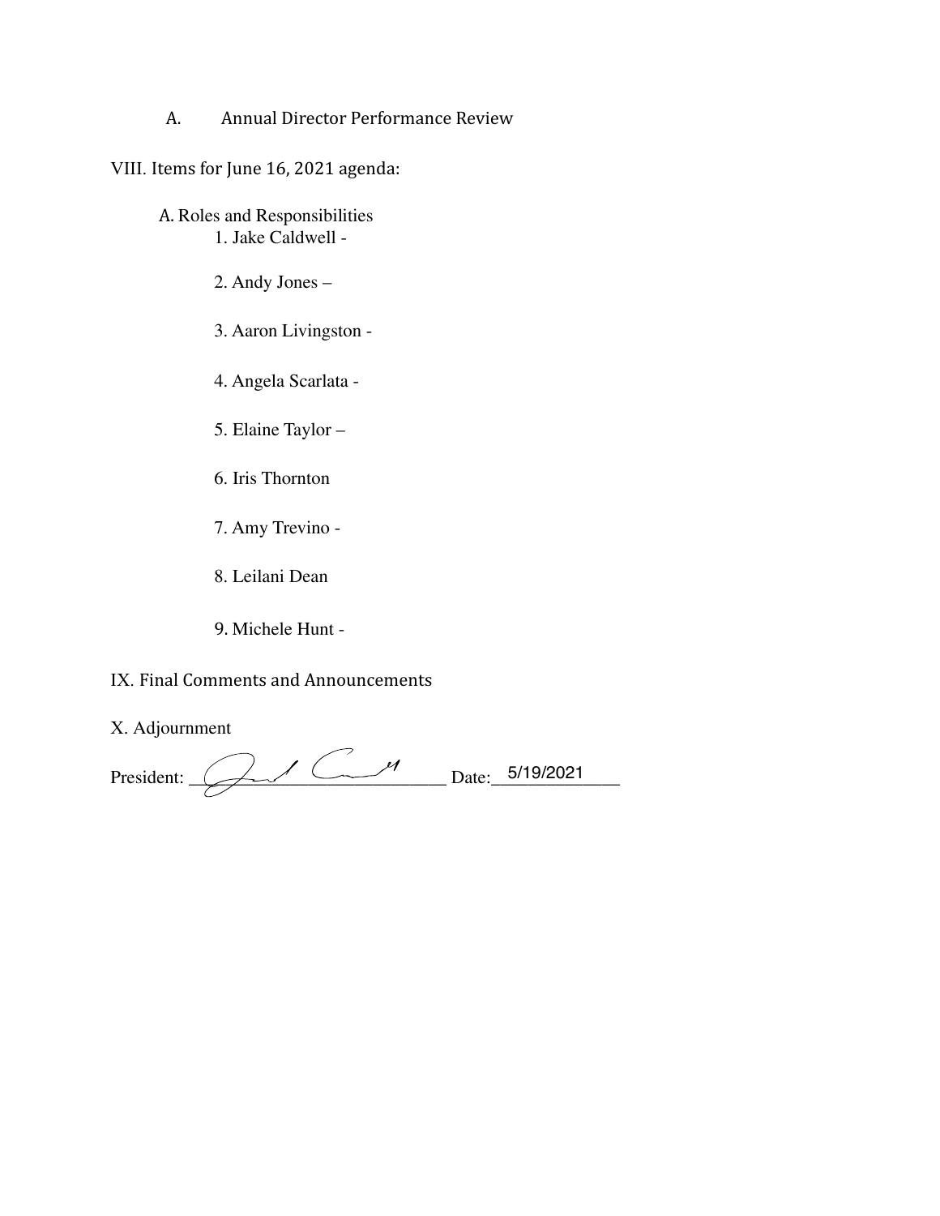A. Annual Director Performance Review

VIII. Items for June 16, 2021 agenda:

A. Roles and Responsibilities

1. Jake Caldwell -
2. Andy Jones –
3. Aaron Livingston -
4. Angela Scarlata -
5. Elaine Taylor –
6. Iris Thornton
7. Amy Trevino -
8. Leilani Dean
9. Michele Hunt -

IX. Final Comments and Announcements

X. Adjournment

President: __________________________ Date: 5/19/2021